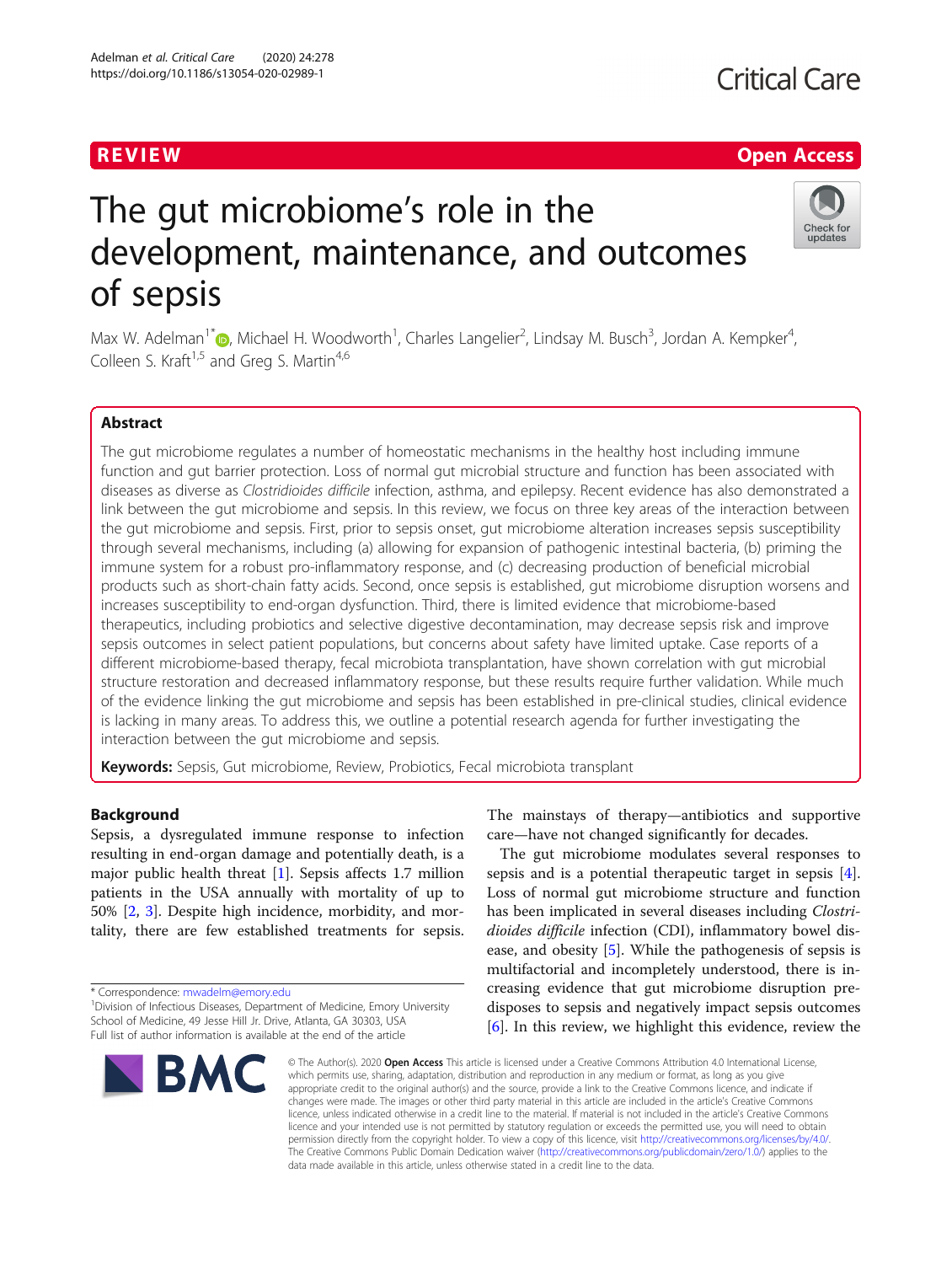REVIEW

Open Access

# The gut microbiome's role in the development, maintenance, and outcomes of sepsis

Max W. Adelman[1*], Michael H. Woodworth[1], Charles Langelier[2], Lindsay M. Busch[3], Jordan A. Kempker[4], Colleen S. Kraft[1,5] and Greg S. Martin[4,6]

## Abstract

The gut microbiome regulates a number of homeostatic mechanisms in the healthy host including immune function and gut barrier protection. Loss of normal gut microbial structure and function has been associated with diseases as diverse as *Clostridioides difficile* infection, asthma, and epilepsy. Recent evidence has also demonstrated a link between the gut microbiome and sepsis. In this review, we focus on three key areas of the interaction between the gut microbiome and sepsis. First, prior to sepsis onset, gut microbiome alteration increases sepsis susceptibility through several mechanisms, including (a) allowing for expansion of pathogenic intestinal bacteria, (b) priming the immune system for a robust pro-inflammatory response, and (c) decreasing production of beneficial microbial products such as short-chain fatty acids. Second, once sepsis is established, gut microbiome disruption worsens and increases susceptibility to end-organ dysfunction. Third, there is limited evidence that microbiome-based therapeutics, including probiotics and selective digestive decontamination, may decrease sepsis risk and improve sepsis outcomes in select patient populations, but concerns about safety have limited uptake. Case reports of a different microbiome-based therapy, fecal microbiota transplantation, have shown correlation with gut microbial structure restoration and decreased inflammatory response, but these results require further validation. While much of the evidence linking the gut microbiome and sepsis has been established in pre-clinical studies, clinical evidence is lacking in many areas. To address this, we outline a potential research agenda for further investigating the interaction between the gut microbiome and sepsis.

**Keywords:** Sepsis, Gut microbiome, Review, Probiotics, Fecal microbiota transplant

## Background

Sepsis, a dysregulated immune response to infection resulting in end-organ damage and potentially death, is a major public health threat [1]. Sepsis affects 1.7 million patients in the USA annually with mortality of up to 50% [2, 3]. Despite high incidence, morbidity, and mortality, there are few established treatments for sepsis. The mainstays of therapy—antibiotics and supportive care—have not changed significantly for decades.

The gut microbiome modulates several responses to sepsis and is a potential therapeutic target in sepsis [4]. Loss of normal gut microbiome structure and function has been implicated in several diseases including *Clostridioides difficile* infection (CDI), inflammatory bowel disease, and obesity [5]. While the pathogenesis of sepsis is multifactorial and incompletely understood, there is increasing evidence that gut microbiome disruption predisposes to sepsis and negatively impact sepsis outcomes [6]. In this review, we highlight this evidence, review the

\* Correspondence: mwadelm@emory.edu
[1]Division of Infectious Diseases, Department of Medicine, Emory University School of Medicine, 49 Jesse Hill Jr. Drive, Atlanta, GA 30303, USA
Full list of author information is available at the end of the article

© The Author(s). 2020 **Open Access** This article is licensed under a Creative Commons Attribution 4.0 International License, which permits use, sharing, adaptation, distribution and reproduction in any medium or format, as long as you give appropriate credit to the original author(s) and the source, provide a link to the Creative Commons licence, and indicate if changes were made. The images or other third party material in this article are included in the article's Creative Commons licence, unless indicated otherwise in a credit line to the material. If material is not included in the article's Creative Commons licence and your intended use is not permitted by statutory regulation or exceeds the permitted use, you will need to obtain permission directly from the copyright holder. To view a copy of this licence, visit http://creativecommons.org/licenses/by/4.0/. The Creative Commons Public Domain Dedication waiver (http://creativecommons.org/publicdomain/zero/1.0/) applies to the data made available in this article, unless otherwise stated in a credit line to the data.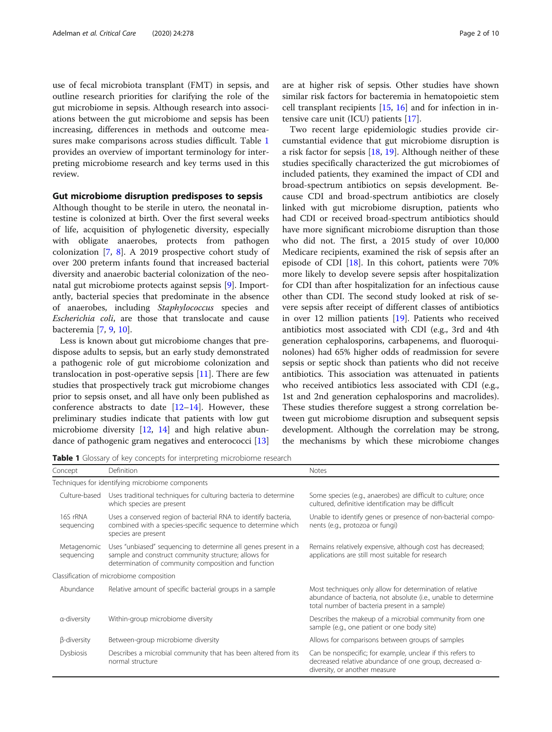use of fecal microbiota transplant (FMT) in sepsis, and outline research priorities for clarifying the role of the gut microbiome in sepsis. Although research into associations between the gut microbiome and sepsis has been increasing, differences in methods and outcome measures make comparisons across studies difficult. Table 1 provides an overview of important terminology for interpreting microbiome research and key terms used in this review.

## Gut microbiome disruption predisposes to sepsis

Although thought to be sterile in utero, the neonatal intestine is colonized at birth. Over the first several weeks of life, acquisition of phylogenetic diversity, especially with obligate anaerobes, protects from pathogen colonization [7, 8]. A 2019 prospective cohort study of over 200 preterm infants found that increased bacterial diversity and anaerobic bacterial colonization of the neonatal gut microbiome protects against sepsis [9]. Importantly, bacterial species that predominate in the absence of anaerobes, including *Staphylococcus* species and *Escherichia coli*, are those that translocate and cause bacteremia [7, 9, 10].

Less is known about gut microbiome changes that predispose adults to sepsis, but an early study demonstrated a pathogenic role of gut microbiome colonization and translocation in post-operative sepsis [11]. There are few studies that prospectively track gut microbiome changes prior to sepsis onset, and all have only been published as conference abstracts to date [12–14]. However, these preliminary studies indicate that patients with low gut microbiome diversity [12, 14] and high relative abundance of pathogenic gram negatives and enterococci [13] are at higher risk of sepsis. Other studies have shown similar risk factors for bacteremia in hematopoietic stem cell transplant recipients [15, 16] and for infection in intensive care unit (ICU) patients [17].

Two recent large epidemiologic studies provide circumstantial evidence that gut microbiome disruption is a risk factor for sepsis [18, 19]. Although neither of these studies specifically characterized the gut microbiomes of included patients, they examined the impact of CDI and broad-spectrum antibiotics on sepsis development. Because CDI and broad-spectrum antibiotics are closely linked with gut microbiome disruption, patients who had CDI or received broad-spectrum antibiotics should have more significant microbiome disruption than those who did not. The first, a 2015 study of over 10,000 Medicare recipients, examined the risk of sepsis after an episode of CDI [18]. In this cohort, patients were 70% more likely to develop severe sepsis after hospitalization for CDI than after hospitalization for an infectious cause other than CDI. The second study looked at risk of severe sepsis after receipt of different classes of antibiotics in over 12 million patients [19]. Patients who received antibiotics most associated with CDI (e.g., 3rd and 4th generation cephalosporins, carbapenems, and fluoroquinolones) had 65% higher odds of readmission for severe sepsis or septic shock than patients who did not receive antibiotics. This association was attenuated in patients who received antibiotics less associated with CDI (e.g., 1st and 2nd generation cephalosporins and macrolides). These studies therefore suggest a strong correlation between gut microbiome disruption and subsequent sepsis development. Although the correlation may be strong, the mechanisms by which these microbiome changes

**Table 1** Glossary of key concepts for interpreting microbiome research

| Concept | Definition | Notes |
|---|---|---|
| *Techniques for identifying microbiome components* | | |
| Culture-based | Uses traditional techniques for culturing bacteria to determine which species are present | Some species (e.g., anaerobes) are difficult to culture; once cultured, definitive identification may be difficult |
| 16S rRNA sequencing | Uses a conserved region of bacterial RNA to identify bacteria, combined with a species-specific sequence to determine which species are present | Unable to identify genes or presence of non-bacterial components (e.g., protozoa or fungi) |
| Metagenomic sequencing | Uses "unbiased" sequencing to determine all genes present in a sample and construct community structure; allows for determination of community composition and function | Remains relatively expensive, although cost has decreased; applications are still most suitable for research |
| *Classification of microbiome composition* | | |
| Abundance | Relative amount of specific bacterial groups in a sample | Most techniques only allow for determination of relative abundance of bacteria, not absolute (i.e., unable to determine total number of bacteria present in a sample) |
| α-diversity | Within-group microbiome diversity | Describes the makeup of a microbial community from one sample (e.g., one patient or one body site) |
| β-diversity | Between-group microbiome diversity | Allows for comparisons between groups of samples |
| Dysbiosis | Describes a microbial community that has been altered from its normal structure | Can be nonspecific; for example, unclear if this refers to decreased relative abundance of one group, decreased α-diversity, or another measure |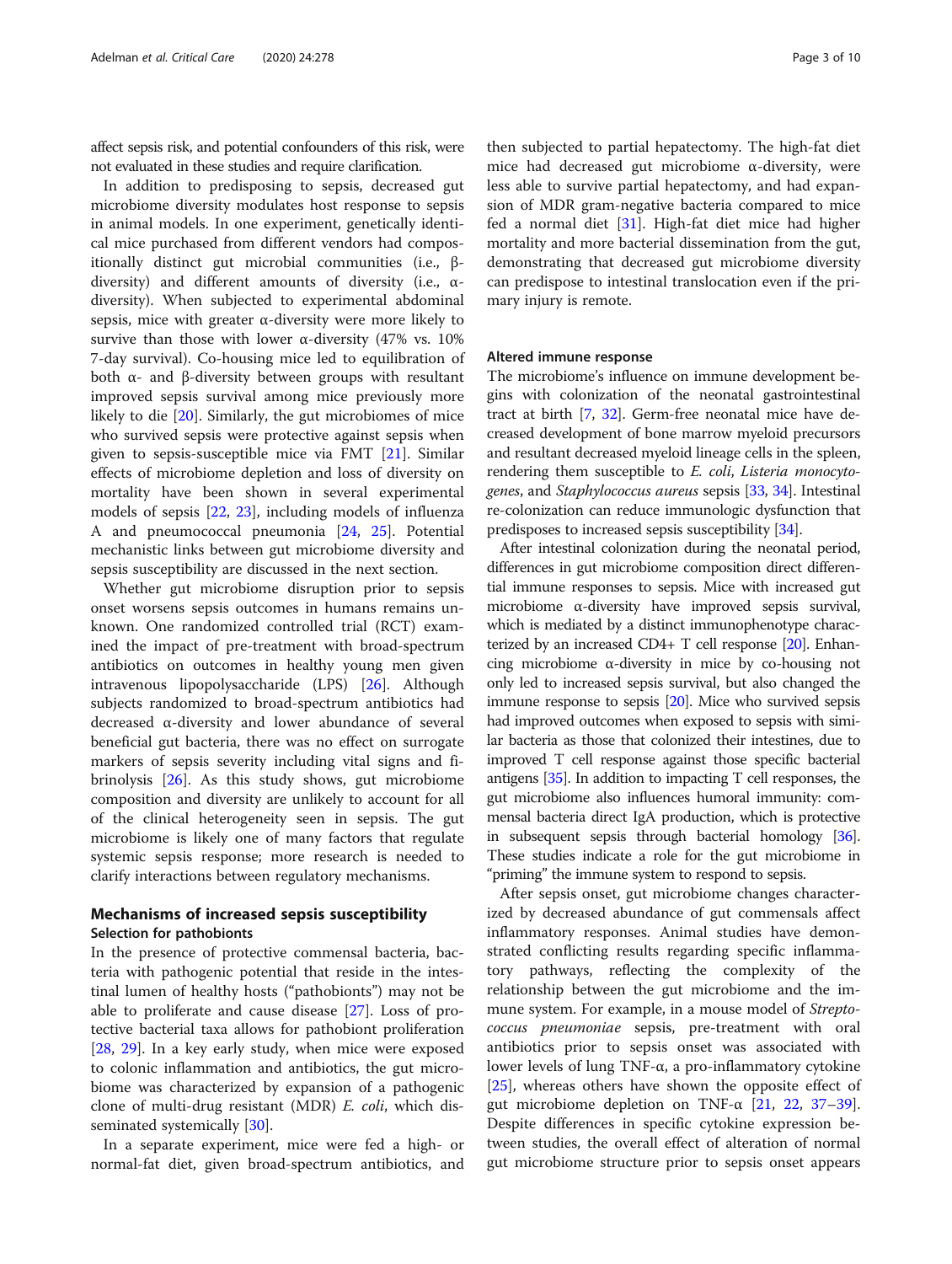affect sepsis risk, and potential confounders of this risk, were not evaluated in these studies and require clarification.

In addition to predisposing to sepsis, decreased gut microbiome diversity modulates host response to sepsis in animal models. In one experiment, genetically identical mice purchased from different vendors had compositionally distinct gut microbial communities (i.e., β-diversity) and different amounts of diversity (i.e., α-diversity). When subjected to experimental abdominal sepsis, mice with greater α-diversity were more likely to survive than those with lower α-diversity (47% vs. 10% 7-day survival). Co-housing mice led to equilibration of both α- and β-diversity between groups with resultant improved sepsis survival among mice previously more likely to die [20]. Similarly, the gut microbiomes of mice who survived sepsis were protective against sepsis when given to sepsis-susceptible mice via FMT [21]. Similar effects of microbiome depletion and loss of diversity on mortality have been shown in several experimental models of sepsis [22, 23], including models of influenza A and pneumococcal pneumonia [24, 25]. Potential mechanistic links between gut microbiome diversity and sepsis susceptibility are discussed in the next section.

Whether gut microbiome disruption prior to sepsis onset worsens sepsis outcomes in humans remains unknown. One randomized controlled trial (RCT) examined the impact of pre-treatment with broad-spectrum antibiotics on outcomes in healthy young men given intravenous lipopolysaccharide (LPS) [26]. Although subjects randomized to broad-spectrum antibiotics had decreased α-diversity and lower abundance of several beneficial gut bacteria, there was no effect on surrogate markers of sepsis severity including vital signs and fibrinolysis [26]. As this study shows, gut microbiome composition and diversity are unlikely to account for all of the clinical heterogeneity seen in sepsis. The gut microbiome is likely one of many factors that regulate systemic sepsis response; more research is needed to clarify interactions between regulatory mechanisms.

## Mechanisms of increased sepsis susceptibility

### Selection for pathobionts

In the presence of protective commensal bacteria, bacteria with pathogenic potential that reside in the intestinal lumen of healthy hosts ("pathobionts") may not be able to proliferate and cause disease [27]. Loss of protective bacterial taxa allows for pathobiont proliferation [28, 29]. In a key early study, when mice were exposed to colonic inflammation and antibiotics, the gut microbiome was characterized by expansion of a pathogenic clone of multi-drug resistant (MDR) *E. coli*, which disseminated systemically [30].

In a separate experiment, mice were fed a high- or normal-fat diet, given broad-spectrum antibiotics, and then subjected to partial hepatectomy. The high-fat diet mice had decreased gut microbiome α-diversity, were less able to survive partial hepatectomy, and had expansion of MDR gram-negative bacteria compared to mice fed a normal diet [31]. High-fat diet mice had higher mortality and more bacterial dissemination from the gut, demonstrating that decreased gut microbiome diversity can predispose to intestinal translocation even if the primary injury is remote.

### Altered immune response

The microbiome's influence on immune development begins with colonization of the neonatal gastrointestinal tract at birth [7, 32]. Germ-free neonatal mice have decreased development of bone marrow myeloid precursors and resultant decreased myeloid lineage cells in the spleen, rendering them susceptible to *E. coli*, *Listeria monocytogenes*, and *Staphylococcus aureus* sepsis [33, 34]. Intestinal re-colonization can reduce immunologic dysfunction that predisposes to increased sepsis susceptibility [34].

After intestinal colonization during the neonatal period, differences in gut microbiome composition direct differential immune responses to sepsis. Mice with increased gut microbiome α-diversity have improved sepsis survival, which is mediated by a distinct immunophenotype characterized by an increased CD4+ T cell response [20]. Enhancing microbiome α-diversity in mice by co-housing not only led to increased sepsis survival, but also changed the immune response to sepsis [20]. Mice who survived sepsis had improved outcomes when exposed to sepsis with similar bacteria as those that colonized their intestines, due to improved T cell response against those specific bacterial antigens [35]. In addition to impacting T cell responses, the gut microbiome also influences humoral immunity: commensal bacteria direct IgA production, which is protective in subsequent sepsis through bacterial homology [36]. These studies indicate a role for the gut microbiome in "priming" the immune system to respond to sepsis.

After sepsis onset, gut microbiome changes characterized by decreased abundance of gut commensals affect inflammatory responses. Animal studies have demonstrated conflicting results regarding specific inflammatory pathways, reflecting the complexity of the relationship between the gut microbiome and the immune system. For example, in a mouse model of *Streptococcus pneumoniae* sepsis, pre-treatment with oral antibiotics prior to sepsis onset was associated with lower levels of lung TNF-α, a pro-inflammatory cytokine [25], whereas others have shown the opposite effect of gut microbiome depletion on TNF-α [21, 22, 37–39]. Despite differences in specific cytokine expression between studies, the overall effect of alteration of normal gut microbiome structure prior to sepsis onset appears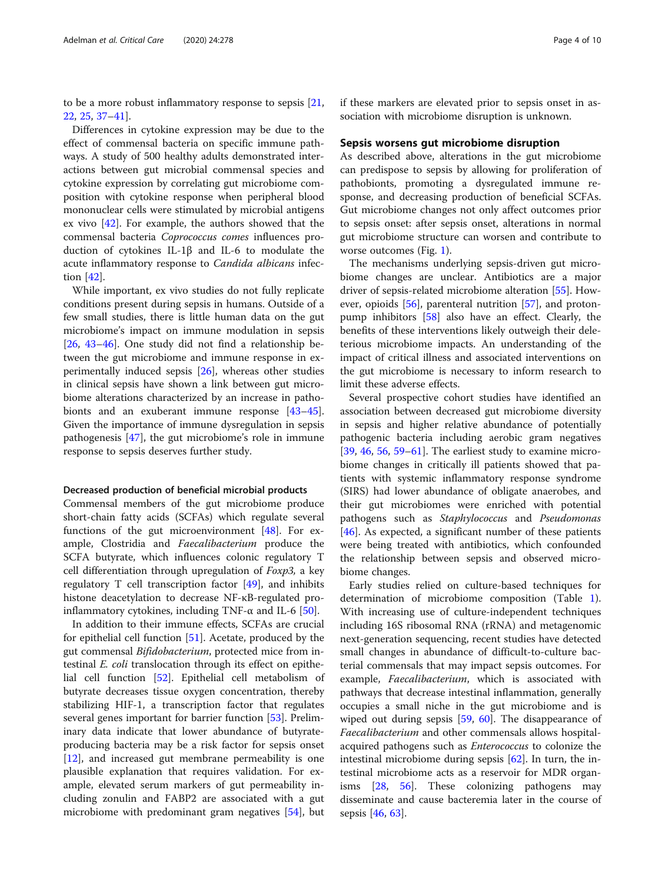to be a more robust inflammatory response to sepsis [21, 22, 25, 37–41].

Differences in cytokine expression may be due to the effect of commensal bacteria on specific immune pathways. A study of 500 healthy adults demonstrated interactions between gut microbial commensal species and cytokine expression by correlating gut microbiome composition with cytokine response when peripheral blood mononuclear cells were stimulated by microbial antigens ex vivo [42]. For example, the authors showed that the commensal bacteria *Coprococcus comes* influences production of cytokines IL-1β and IL-6 to modulate the acute inflammatory response to *Candida albicans* infection [42].

While important, ex vivo studies do not fully replicate conditions present during sepsis in humans. Outside of a few small studies, there is little human data on the gut microbiome's impact on immune modulation in sepsis [26, 43–46]. One study did not find a relationship between the gut microbiome and immune response in experimentally induced sepsis [26], whereas other studies in clinical sepsis have shown a link between gut microbiome alterations characterized by an increase in pathobionts and an exuberant immune response [43–45]. Given the importance of immune dysregulation in sepsis pathogenesis [47], the gut microbiome's role in immune response to sepsis deserves further study.

#### Decreased production of beneficial microbial products

Commensal members of the gut microbiome produce short-chain fatty acids (SCFAs) which regulate several functions of the gut microenvironment [48]. For example, Clostridia and *Faecalibacterium* produce the SCFA butyrate, which influences colonic regulatory T cell differentiation through upregulation of *Foxp3,* a key regulatory T cell transcription factor [49], and inhibits histone deacetylation to decrease NF-κB-regulated proinflammatory cytokines, including TNF-α and IL-6 [50].

In addition to their immune effects, SCFAs are crucial for epithelial cell function [51]. Acetate, produced by the gut commensal *Bifidobacterium*, protected mice from intestinal *E. coli* translocation through its effect on epithelial cell function [52]. Epithelial cell metabolism of butyrate decreases tissue oxygen concentration, thereby stabilizing HIF-1, a transcription factor that regulates several genes important for barrier function [53]. Preliminary data indicate that lower abundance of butyrate-producing bacteria may be a risk factor for sepsis onset [12], and increased gut membrane permeability is one plausible explanation that requires validation. For example, elevated serum markers of gut permeability including zonulin and FABP2 are associated with a gut microbiome with predominant gram negatives [54], but if these markers are elevated prior to sepsis onset in association with microbiome disruption is unknown.

### Sepsis worsens gut microbiome disruption

As described above, alterations in the gut microbiome can predispose to sepsis by allowing for proliferation of pathobionts, promoting a dysregulated immune response, and decreasing production of beneficial SCFAs. Gut microbiome changes not only affect outcomes prior to sepsis onset: after sepsis onset, alterations in normal gut microbiome structure can worsen and contribute to worse outcomes (Fig. 1).

The mechanisms underlying sepsis-driven gut microbiome changes are unclear. Antibiotics are a major driver of sepsis-related microbiome alteration [55]. However, opioids [56], parenteral nutrition [57], and proton-pump inhibitors [58] also have an effect. Clearly, the benefits of these interventions likely outweigh their deleterious microbiome impacts. An understanding of the impact of critical illness and associated interventions on the gut microbiome is necessary to inform research to limit these adverse effects.

Several prospective cohort studies have identified an association between decreased gut microbiome diversity in sepsis and higher relative abundance of potentially pathogenic bacteria including aerobic gram negatives [39, 46, 56, 59–61]. The earliest study to examine microbiome changes in critically ill patients showed that patients with systemic inflammatory response syndrome (SIRS) had lower abundance of obligate anaerobes, and their gut microbiomes were enriched with potential pathogens such as *Staphylococcus* and *Pseudomonas* [46]. As expected, a significant number of these patients were being treated with antibiotics, which confounded the relationship between sepsis and observed microbiome changes.

Early studies relied on culture-based techniques for determination of microbiome composition (Table 1). With increasing use of culture-independent techniques including 16S ribosomal RNA (rRNA) and metagenomic next-generation sequencing, recent studies have detected small changes in abundance of difficult-to-culture bacterial commensals that may impact sepsis outcomes. For example, *Faecalibacterium*, which is associated with pathways that decrease intestinal inflammation, generally occupies a small niche in the gut microbiome and is wiped out during sepsis [59, 60]. The disappearance of *Faecalibacterium* and other commensals allows hospital-acquired pathogens such as *Enterococcus* to colonize the intestinal microbiome during sepsis [62]. In turn, the intestinal microbiome acts as a reservoir for MDR organisms [28, 56]. These colonizing pathogens may disseminate and cause bacteremia later in the course of sepsis [46, 63].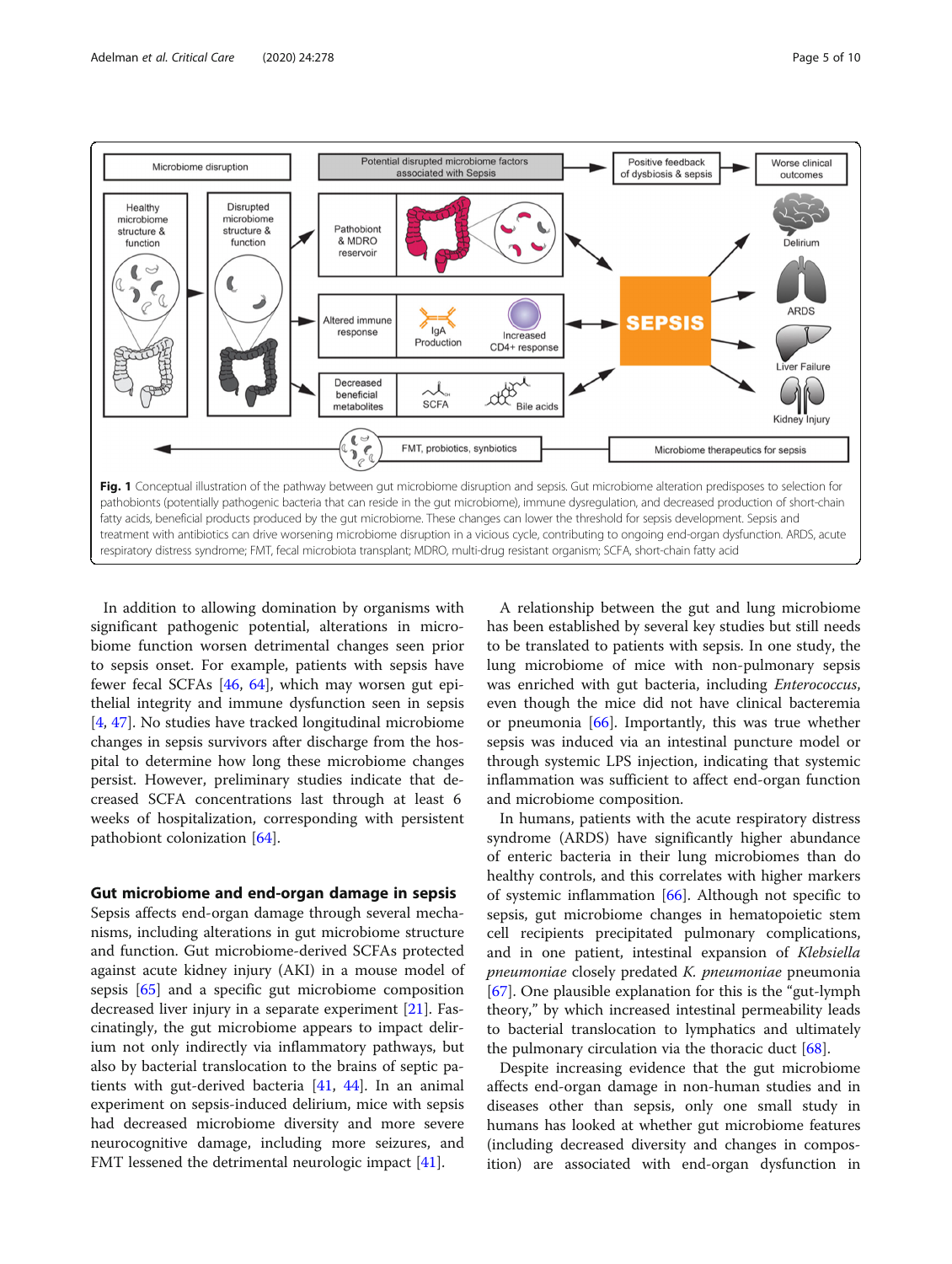**Fig. 1** Conceptual illustration of the pathway between gut microbiome disruption and sepsis. Gut microbiome alteration predisposes to selection for pathobionts (potentially pathogenic bacteria that can reside in the gut microbiome), immune dysregulation, and decreased production of short-chain fatty acids, beneficial products produced by the gut microbiome. These changes can lower the threshold for sepsis development. Sepsis and treatment with antibiotics can drive worsening microbiome disruption in a vicious cycle, contributing to ongoing end-organ dysfunction. ARDS, acute respiratory distress syndrome; FMT, fecal microbiota transplant; MDRO, multi-drug resistant organism; SCFA, short-chain fatty acid

In addition to allowing domination by organisms with significant pathogenic potential, alterations in microbiome function worsen detrimental changes seen prior to sepsis onset. For example, patients with sepsis have fewer fecal SCFAs [46, 64], which may worsen gut epithelial integrity and immune dysfunction seen in sepsis [4, 47]. No studies have tracked longitudinal microbiome changes in sepsis survivors after discharge from the hospital to determine how long these microbiome changes persist. However, preliminary studies indicate that decreased SCFA concentrations last through at least 6 weeks of hospitalization, corresponding with persistent pathobiont colonization [64].

## Gut microbiome and end-organ damage in sepsis

Sepsis affects end-organ damage through several mechanisms, including alterations in gut microbiome structure and function. Gut microbiome-derived SCFAs protected against acute kidney injury (AKI) in a mouse model of sepsis [65] and a specific gut microbiome composition decreased liver injury in a separate experiment [21]. Fascinatingly, the gut microbiome appears to impact delirium not only indirectly via inflammatory pathways, but also by bacterial translocation to the brains of septic patients with gut-derived bacteria [41, 44]. In an animal experiment on sepsis-induced delirium, mice with sepsis had decreased microbiome diversity and more severe neurocognitive damage, including more seizures, and FMT lessened the detrimental neurologic impact [41].

A relationship between the gut and lung microbiome has been established by several key studies but still needs to be translated to patients with sepsis. In one study, the lung microbiome of mice with non-pulmonary sepsis was enriched with gut bacteria, including *Enterococcus*, even though the mice did not have clinical bacteremia or pneumonia [66]. Importantly, this was true whether sepsis was induced via an intestinal puncture model or through systemic LPS injection, indicating that systemic inflammation was sufficient to affect end-organ function and microbiome composition.

In humans, patients with the acute respiratory distress syndrome (ARDS) have significantly higher abundance of enteric bacteria in their lung microbiomes than do healthy controls, and this correlates with higher markers of systemic inflammation [66]. Although not specific to sepsis, gut microbiome changes in hematopoietic stem cell recipients precipitated pulmonary complications, and in one patient, intestinal expansion of *Klebsiella pneumoniae* closely predated *K. pneumoniae* pneumonia [67]. One plausible explanation for this is the "gut-lymph theory," by which increased intestinal permeability leads to bacterial translocation to lymphatics and ultimately the pulmonary circulation via the thoracic duct [68].

Despite increasing evidence that the gut microbiome affects end-organ damage in non-human studies and in diseases other than sepsis, only one small study in humans has looked at whether gut microbiome features (including decreased diversity and changes in composition) are associated with end-organ dysfunction in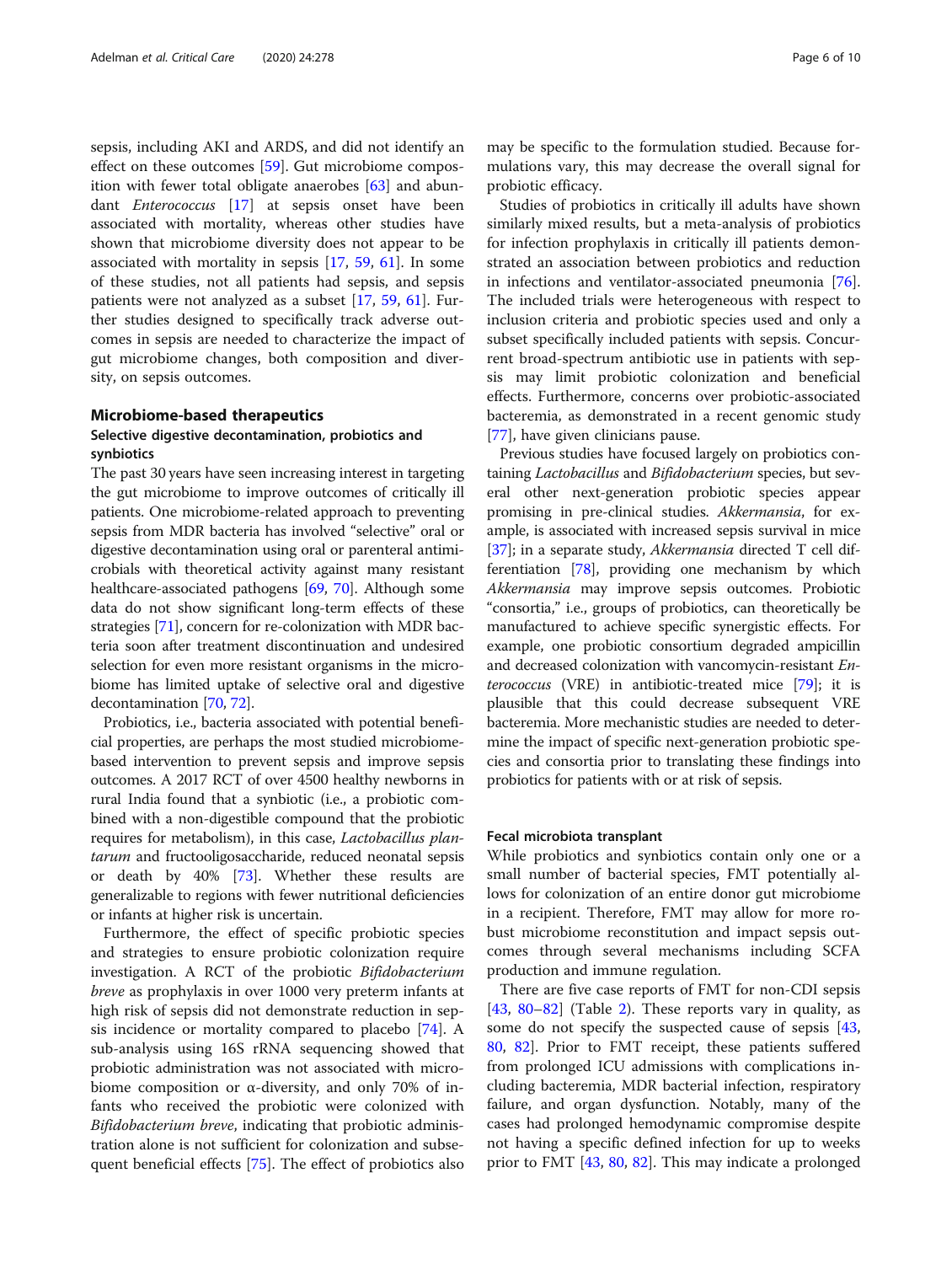sepsis, including AKI and ARDS, and did not identify an effect on these outcomes [59]. Gut microbiome composition with fewer total obligate anaerobes [63] and abundant *Enterococcus* [17] at sepsis onset have been associated with mortality, whereas other studies have shown that microbiome diversity does not appear to be associated with mortality in sepsis [17, 59, 61]. In some of these studies, not all patients had sepsis, and sepsis patients were not analyzed as a subset [17, 59, 61]. Further studies designed to specifically track adverse outcomes in sepsis are needed to characterize the impact of gut microbiome changes, both composition and diversity, on sepsis outcomes.

## Microbiome-based therapeutics

### Selective digestive decontamination, probiotics and synbiotics

The past 30 years have seen increasing interest in targeting the gut microbiome to improve outcomes of critically ill patients. One microbiome-related approach to preventing sepsis from MDR bacteria has involved "selective" oral or digestive decontamination using oral or parenteral antimicrobials with theoretical activity against many resistant healthcare-associated pathogens [69, 70]. Although some data do not show significant long-term effects of these strategies [71], concern for re-colonization with MDR bacteria soon after treatment discontinuation and undesired selection for even more resistant organisms in the microbiome has limited uptake of selective oral and digestive decontamination [70, 72].

Probiotics, i.e., bacteria associated with potential beneficial properties, are perhaps the most studied microbiome-based intervention to prevent sepsis and improve sepsis outcomes. A 2017 RCT of over 4500 healthy newborns in rural India found that a synbiotic (i.e., a probiotic combined with a non-digestible compound that the probiotic requires for metabolism), in this case, *Lactobacillus plantarum* and fructooligosaccharide, reduced neonatal sepsis or death by 40% [73]. Whether these results are generalizable to regions with fewer nutritional deficiencies or infants at higher risk is uncertain.

Furthermore, the effect of specific probiotic species and strategies to ensure probiotic colonization require investigation. A RCT of the probiotic *Bifidobacterium breve* as prophylaxis in over 1000 very preterm infants at high risk of sepsis did not demonstrate reduction in sepsis incidence or mortality compared to placebo [74]. A sub-analysis using 16S rRNA sequencing showed that probiotic administration was not associated with microbiome composition or α-diversity, and only 70% of infants who received the probiotic were colonized with *Bifidobacterium breve*, indicating that probiotic administration alone is not sufficient for colonization and subsequent beneficial effects [75]. The effect of probiotics also may be specific to the formulation studied. Because formulations vary, this may decrease the overall signal for probiotic efficacy.

Studies of probiotics in critically ill adults have shown similarly mixed results, but a meta-analysis of probiotics for infection prophylaxis in critically ill patients demonstrated an association between probiotics and reduction in infections and ventilator-associated pneumonia [76]. The included trials were heterogeneous with respect to inclusion criteria and probiotic species used and only a subset specifically included patients with sepsis. Concurrent broad-spectrum antibiotic use in patients with sepsis may limit probiotic colonization and beneficial effects. Furthermore, concerns over probiotic-associated bacteremia, as demonstrated in a recent genomic study [77], have given clinicians pause.

Previous studies have focused largely on probiotics containing *Lactobacillus* and *Bifidobacterium* species, but several other next-generation probiotic species appear promising in pre-clinical studies. *Akkermansia*, for example, is associated with increased sepsis survival in mice [37]; in a separate study, *Akkermansia* directed T cell differentiation [78], providing one mechanism by which *Akkermansia* may improve sepsis outcomes. Probiotic "consortia," i.e., groups of probiotics, can theoretically be manufactured to achieve specific synergistic effects. For example, one probiotic consortium degraded ampicillin and decreased colonization with vancomycin-resistant *Enterococcus* (VRE) in antibiotic-treated mice [79]; it is plausible that this could decrease subsequent VRE bacteremia. More mechanistic studies are needed to determine the impact of specific next-generation probiotic species and consortia prior to translating these findings into probiotics for patients with or at risk of sepsis.

### Fecal microbiota transplant

While probiotics and synbiotics contain only one or a small number of bacterial species, FMT potentially allows for colonization of an entire donor gut microbiome in a recipient. Therefore, FMT may allow for more robust microbiome reconstitution and impact sepsis outcomes through several mechanisms including SCFA production and immune regulation.

There are five case reports of FMT for non-CDI sepsis [43, 80–82] (Table 2). These reports vary in quality, as some do not specify the suspected cause of sepsis [43, 80, 82]. Prior to FMT receipt, these patients suffered from prolonged ICU admissions with complications including bacteremia, MDR bacterial infection, respiratory failure, and organ dysfunction. Notably, many of the cases had prolonged hemodynamic compromise despite not having a specific defined infection for up to weeks prior to FMT [43, 80, 82]. This may indicate a prolonged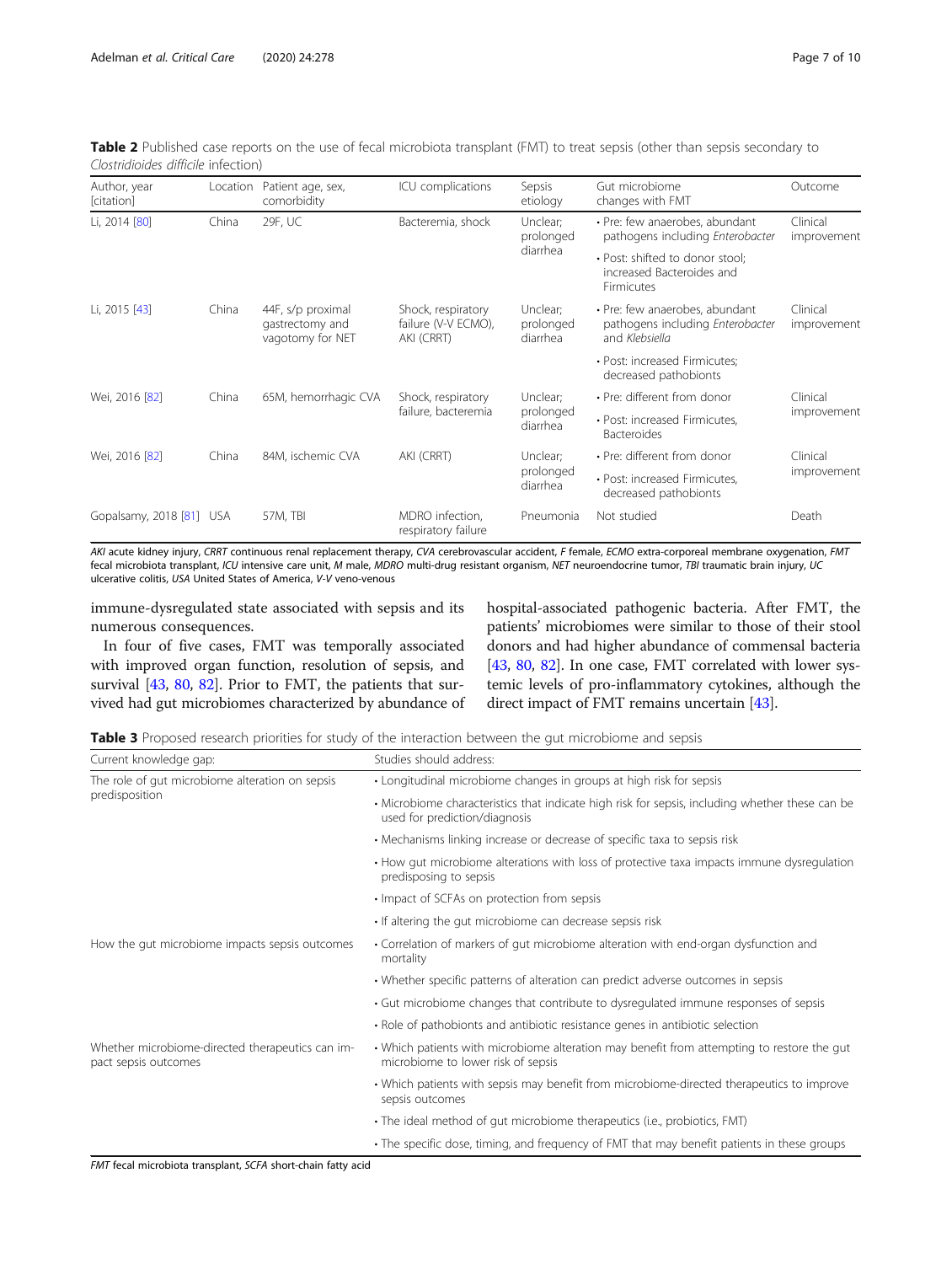**Table 2** Published case reports on the use of fecal microbiota transplant (FMT) to treat sepsis (other than sepsis secondary to *Clostridioides difficile* infection)

| Author, year [citation] | Location | Patient age, sex, comorbidity | ICU complications | Sepsis etiology | Gut microbiome changes with FMT | Outcome |
|---|---|---|---|---|---|---|
| Li, 2014 [80] | China | 29F, UC | Bacteremia, shock | Unclear; prolonged diarrhea | • Pre: few anaerobes, abundant pathogens including *Enterobacter*<br>• Post: shifted to donor stool; increased Bacteroides and Firmicutes | Clinical improvement |
| Li, 2015 [43] | China | 44F, s/p proximal gastrectomy and vagotomy for NET | Shock, respiratory failure (V-V ECMO), AKI (CRRT) | Unclear; prolonged diarrhea | • Pre: few anaerobes, abundant pathogens including *Enterobacter* and *Klebsiella*<br>• Post: increased Firmicutes; decreased pathobionts | Clinical improvement |
| Wei, 2016 [82] | China | 65M, hemorrhagic CVA | Shock, respiratory failure, bacteremia | Unclear; prolonged diarrhea | • Pre: different from donor<br>• Post: increased Firmicutes, Bacteroides | Clinical improvement |
| Wei, 2016 [82] | China | 84M, ischemic CVA | AKI (CRRT) | Unclear; prolonged diarrhea | • Pre: different from donor<br>• Post: increased Firmicutes, decreased pathobionts | Clinical improvement |
| Gopalsamy, 2018 [81] | USA | 57M, TBI | MDRO infection, respiratory failure | Pneumonia | Not studied | Death |

*AKI* acute kidney injury, *CRRT* continuous renal replacement therapy, *CVA* cerebrovascular accident, *F* female, *ECMO* extra-corporeal membrane oxygenation, *FMT* fecal microbiota transplant, *ICU* intensive care unit, *M* male, *MDRO* multi-drug resistant organism, *NET* neuroendocrine tumor, *TBI* traumatic brain injury, *UC* ulcerative colitis, *USA* United States of America, *V-V* veno-venous

immune-dysregulated state associated with sepsis and its numerous consequences.

In four of five cases, FMT was temporally associated with improved organ function, resolution of sepsis, and survival [43, 80, 82]. Prior to FMT, the patients that survived had gut microbiomes characterized by abundance of hospital-associated pathogenic bacteria. After FMT, the patients' microbiomes were similar to those of their stool donors and had higher abundance of commensal bacteria [43, 80, 82]. In one case, FMT correlated with lower systemic levels of pro-inflammatory cytokines, although the direct impact of FMT remains uncertain [43].

**Table 3** Proposed research priorities for study of the interaction between the gut microbiome and sepsis

| Current knowledge gap: | Studies should address: |
|---|---|
| The role of gut microbiome alteration on sepsis predisposition | • Longitudinal microbiome changes in groups at high risk for sepsis |
| | • Microbiome characteristics that indicate high risk for sepsis, including whether these can be used for prediction/diagnosis |
| | • Mechanisms linking increase or decrease of specific taxa to sepsis risk |
| | • How gut microbiome alterations with loss of protective taxa impacts immune dysregulation predisposing to sepsis |
| | • Impact of SCFAs on protection from sepsis |
| | • If altering the gut microbiome can decrease sepsis risk |
| How the gut microbiome impacts sepsis outcomes | • Correlation of markers of gut microbiome alteration with end-organ dysfunction and mortality |
| | • Whether specific patterns of alteration can predict adverse outcomes in sepsis |
| | • Gut microbiome changes that contribute to dysregulated immune responses of sepsis |
| | • Role of pathobionts and antibiotic resistance genes in antibiotic selection |
| Whether microbiome-directed therapeutics can impact sepsis outcomes | • Which patients with microbiome alteration may benefit from attempting to restore the gut microbiome to lower risk of sepsis |
| | • Which patients with sepsis may benefit from microbiome-directed therapeutics to improve sepsis outcomes |
| | • The ideal method of gut microbiome therapeutics (i.e., probiotics, FMT) |
| | • The specific dose, timing, and frequency of FMT that may benefit patients in these groups |

*FMT* fecal microbiota transplant, *SCFA* short-chain fatty acid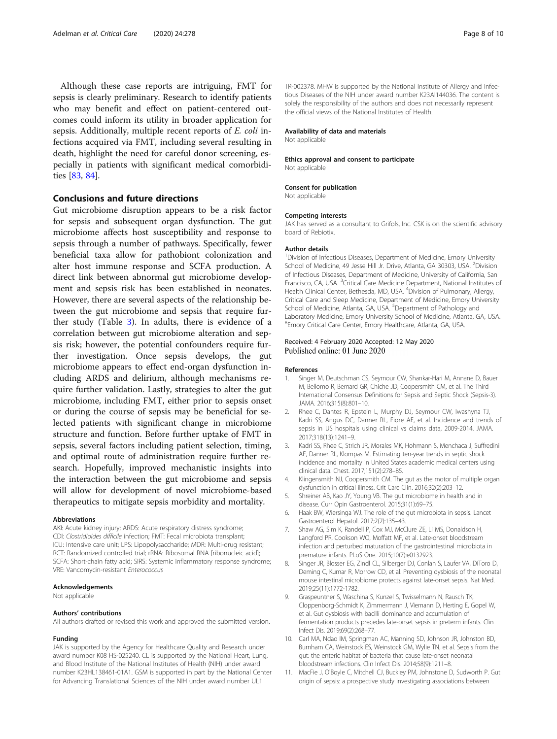Although these case reports are intriguing, FMT for sepsis is clearly preliminary. Research to identify patients who may benefit and effect on patient-centered outcomes could inform its utility in broader application for sepsis. Additionally, multiple recent reports of *E. coli* infections acquired via FMT, including several resulting in death, highlight the need for careful donor screening, especially in patients with significant medical comorbidities [83, 84].

## Conclusions and future directions

Gut microbiome disruption appears to be a risk factor for sepsis and subsequent organ dysfunction. The gut microbiome affects host susceptibility and response to sepsis through a number of pathways. Specifically, fewer beneficial taxa allow for pathobiont colonization and alter host immune response and SCFA production. A direct link between abnormal gut microbiome development and sepsis risk has been established in neonates. However, there are several aspects of the relationship between the gut microbiome and sepsis that require further study (Table 3). In adults, there is evidence of a correlation between gut microbiome alteration and sepsis risk; however, the potential confounders require further investigation. Once sepsis develops, the gut microbiome appears to effect end-organ dysfunction including ARDS and delirium, although mechanisms require further validation. Lastly, strategies to alter the gut microbiome, including FMT, either prior to sepsis onset or during the course of sepsis may be beneficial for selected patients with significant change in microbiome structure and function. Before further uptake of FMT in sepsis, several factors including patient selection, timing, and optimal route of administration require further research. Hopefully, improved mechanistic insights into the interaction between the gut microbiome and sepsis will allow for development of novel microbiome-based therapeutics to mitigate sepsis morbidity and mortality.

#### Abbreviations

AKI: Acute kidney injury; ARDS: Acute respiratory distress syndrome; CDI: *Clostridioides difficile* infection; FMT: Fecal microbiota transplant; ICU: Intensive care unit; LPS: Lipopolysaccharide; MDR: Multi-drug resistant; RCT: Randomized controlled trial; rRNA: Ribosomal RNA [ribonucleic acid]; SCFA: Short-chain fatty acid; SIRS: Systemic inflammatory response syndrome; VRE: Vancomycin-resistant *Enterococcus*

#### Acknowledgements

Not applicable

#### Authors' contributions

All authors drafted or revised this work and approved the submitted version.

#### Funding

JAK is supported by the Agency for Healthcare Quality and Research under award number K08 HS-025240. CL is supported by the National Heart, Lung, and Blood Institute of the National Institutes of Health (NIH) under award number K23HL138461-01A1. GSM is supported in part by the National Center for Advancing Translational Sciences of the NIH under award number UL1 TR-002378. MHW is supported by the National Institute of Allergy and Infectious Diseases of the NIH under award number K23AI144036. The content is solely the responsibility of the authors and does not necessarily represent the official views of the National Institutes of Health.

#### Availability of data and materials

Not applicable

#### Ethics approval and consent to participate

Not applicable

#### Consent for publication

Not applicable

#### Competing interests

JAK has served as a consultant to Grifols, Inc. CSK is on the scientific advisory board of Rebiotix.

#### Author details

[1]Division of Infectious Diseases, Department of Medicine, Emory University School of Medicine, 49 Jesse Hill Jr. Drive, Atlanta, GA 30303, USA. [2]Division of Infectious Diseases, Department of Medicine, University of California, San Francisco, CA, USA. [3]Critical Care Medicine Department, National Institutes of Health Clinical Center, Bethesda, MD, USA. [4]Division of Pulmonary, Allergy, Critical Care and Sleep Medicine, Department of Medicine, Emory University School of Medicine, Atlanta, GA, USA. [5]Department of Pathology and Laboratory Medicine, Emory University School of Medicine, Atlanta, GA, USA. [6]Emory Critical Care Center, Emory Healthcare, Atlanta, GA, USA.

Received: 4 February 2020 Accepted: 12 May 2020
Published online: 01 June 2020

#### References

1. Singer M, Deutschman CS, Seymour CW, Shankar-Hari M, Annane D, Bauer M, Bellomo R, Bernard GR, Chiche JD, Coopersmith CM, et al. The Third International Consensus Definitions for Sepsis and Septic Shock (Sepsis-3). JAMA. 2016;315(8):801–10.
2. Rhee C, Dantes R, Epstein L, Murphy DJ, Seymour CW, Iwashyna TJ, Kadri SS, Angus DC, Danner RL, Fiore AE, et al. Incidence and trends of sepsis in US hospitals using clinical vs claims data, 2009-2014. JAMA. 2017;318(13):1241–9.
3. Kadri SS, Rhee C, Strich JR, Morales MK, Hohmann S, Menchaca J, Suffredini AF, Danner RL, Klompas M. Estimating ten-year trends in septic shock incidence and mortality in United States academic medical centers using clinical data. Chest. 2017;151(2):278–85.
4. Klingensmith NJ, Coopersmith CM. The gut as the motor of multiple organ dysfunction in critical illness. Crit Care Clin. 2016;32(2):203–12.
5. Shreiner AB, Kao JY, Young VB. The gut microbiome in health and in disease. Curr Opin Gastroenterol. 2015;31(1):69–75.
6. Haak BW, Wiersinga WJ. The role of the gut microbiota in sepsis. Lancet Gastroenterol Hepatol. 2017;2(2):135–43.
7. Shaw AG, Sim K, Randell P, Cox MJ, McClure ZE, Li MS, Donaldson H, Langford PR, Cookson WO, Moffatt MF, et al. Late-onset bloodstream infection and perturbed maturation of the gastrointestinal microbiota in premature infants. PLoS One. 2015;10(7):e0132923.
8. Singer JR, Blosser EG, Zindl CL, Silberger DJ, Conlan S, Laufer VA, DiToro D, Deming C, Kumar R, Morrow CD, et al. Preventing dysbiosis of the neonatal mouse intestinal microbiome protects against late-onset sepsis. Nat Med. 2019;25(11):1772-1782.
9. Graspeuntner S, Waschina S, Kunzel S, Twisselmann N, Rausch TK, Cloppenborg-Schmidt K, Zimmermann J, Viemann D, Herting E, Gopel W, et al. Gut dysbiosis with bacilli dominance and accumulation of fermentation products precedes late-onset sepsis in preterm infants. Clin Infect Dis. 2019;69(2):268–77.
10. Carl MA, Ndao IM, Springman AC, Manning SD, Johnson JR, Johnston BD, Burnham CA, Weinstock ES, Weinstock GM, Wylie TN, et al. Sepsis from the gut: the enteric habitat of bacteria that cause late-onset neonatal bloodstream infections. Clin Infect Dis. 2014;58(9):1211–8.
11. MacFie J, O'Boyle C, Mitchell CJ, Buckley PM, Johnstone D, Sudworth P. Gut origin of sepsis: a prospective study investigating associations between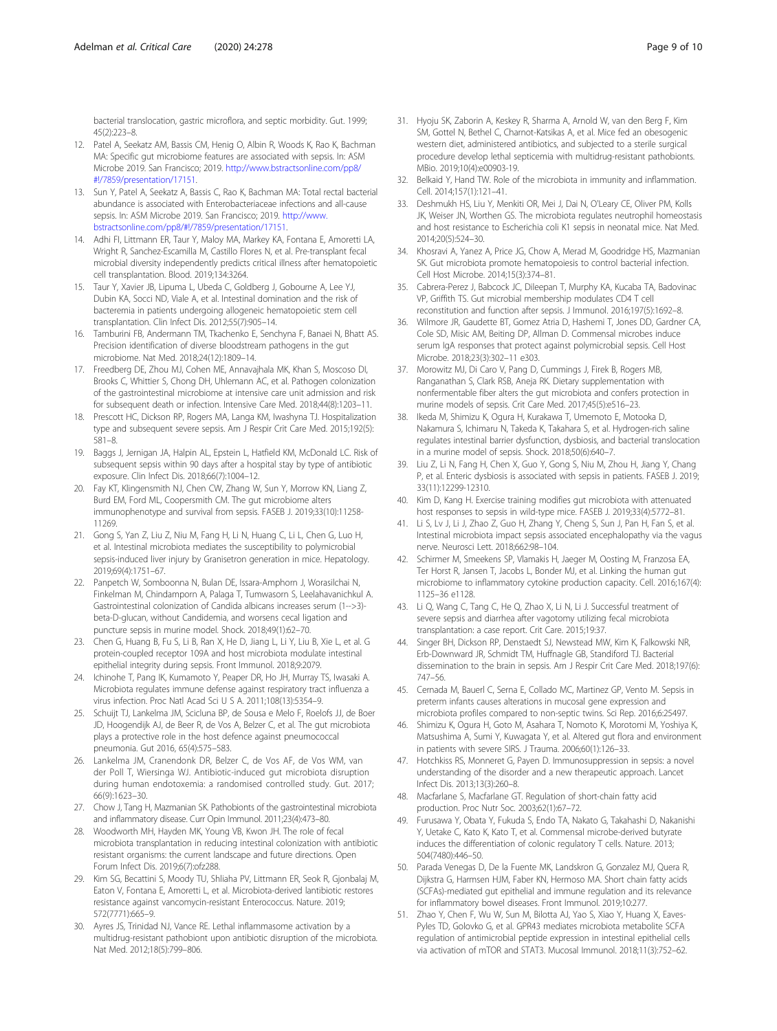bacterial translocation, gastric microflora, and septic morbidity. Gut. 1999; 45(2):223–8.

12. Patel A, Seekatz AM, Bassis CM, Henig O, Albin R, Woods K, Rao K, Bachman MA: Specific gut microbiome features are associated with sepsis. In: ASM Microbe 2019. San Francisco; 2019. http://www.bstractsonline.com/pp8/#!/7859/presentation/17151.
13. Sun Y, Patel A, Seekatz A, Bassis C, Rao K, Bachman MA: Total rectal bacterial abundance is associated with Enterobacteriaceae infections and all-cause sepsis. In: ASM Microbe 2019. San Francisco; 2019. http://www.bstractsonline.com/pp8/#!/7859/presentation/17151.
14. Adhi FI, Littmann ER, Taur Y, Maloy MA, Markey KA, Fontana E, Amoretti LA, Wright R, Sanchez-Escamilla M, Castillo Flores N, et al. Pre-transplant fecal microbial diversity independently predicts critical illness after hematopoietic cell transplantation. Blood. 2019;134:3264.
15. Taur Y, Xavier JB, Lipuma L, Ubeda C, Goldberg J, Gobourne A, Lee YJ, Dubin KA, Socci ND, Viale A, et al. Intestinal domination and the risk of bacteremia in patients undergoing allogeneic hematopoietic stem cell transplantation. Clin Infect Dis. 2012;55(7):905–14.
16. Tamburini FB, Andermann TM, Tkachenko E, Senchyna F, Banaei N, Bhatt AS. Precision identification of diverse bloodstream pathogens in the gut microbiome. Nat Med. 2018;24(12):1809–14.
17. Freedberg DE, Zhou MJ, Cohen ME, Annavajhala MK, Khan S, Moscoso DI, Brooks C, Whittier S, Chong DH, Uhlemann AC, et al. Pathogen colonization of the gastrointestinal microbiome at intensive care unit admission and risk for subsequent death or infection. Intensive Care Med. 2018;44(8):1203–11.
18. Prescott HC, Dickson RP, Rogers MA, Langa KM, Iwashyna TJ. Hospitalization type and subsequent severe sepsis. Am J Respir Crit Care Med. 2015;192(5): 581–8.
19. Baggs J, Jernigan JA, Halpin AL, Epstein L, Hatfield KM, McDonald LC. Risk of subsequent sepsis within 90 days after a hospital stay by type of antibiotic exposure. Clin Infect Dis. 2018;66(7):1004–12.
20. Fay KT, Klingensmith NJ, Chen CW, Zhang W, Sun Y, Morrow KN, Liang Z, Burd EM, Ford ML, Coopersmith CM. The gut microbiome alters immunophenotype and survival from sepsis. FASEB J. 2019;33(10):11258-11269.
21. Gong S, Yan Z, Liu Z, Niu M, Fang H, Li N, Huang C, Li L, Chen G, Luo H, et al. Intestinal microbiota mediates the susceptibility to polymicrobial sepsis-induced liver injury by Granisetron generation in mice. Hepatology. 2019;69(4):1751–67.
22. Panpetch W, Somboonna N, Bulan DE, Issara-Amphorn J, Worasilchai N, Finkelman M, Chindamporn A, Palaga T, Tumwasorn S, Leelahavanichkul A. Gastrointestinal colonization of Candida albicans increases serum (1-->3)-beta-D-glucan, without Candidemia, and worsens cecal ligation and puncture sepsis in murine model. Shock. 2018;49(1):62–70.
23. Chen G, Huang B, Fu S, Li B, Ran X, He D, Jiang L, Li Y, Liu B, Xie L, et al. G protein-coupled receptor 109A and host microbiota modulate intestinal epithelial integrity during sepsis. Front Immunol. 2018;9:2079.
24. Ichinohe T, Pang IK, Kumamoto Y, Peaper DR, Ho JH, Murray TS, Iwasaki A. Microbiota regulates immune defense against respiratory tract influenza a virus infection. Proc Natl Acad Sci U S A. 2011;108(13):5354–9.
25. Schuijt TJ, Lankelma JM, Scicluna BP, de Sousa e Melo F, Roelofs JJ, de Boer JD, Hoogendijk AJ, de Beer R, de Vos A, Belzer C, et al. The gut microbiota plays a protective role in the host defence against pneumococcal pneumonia. Gut 2016, 65(4):575–583.
26. Lankelma JM, Cranendonk DR, Belzer C, de Vos AF, de Vos WM, van der Poll T, Wiersinga WJ. Antibiotic-induced gut microbiota disruption during human endotoxemia: a randomised controlled study. Gut. 2017; 66(9):1623–30.
27. Chow J, Tang H, Mazmanian SK. Pathobionts of the gastrointestinal microbiota and inflammatory disease. Curr Opin Immunol. 2011;23(4):473–80.
28. Woodworth MH, Hayden MK, Young VB, Kwon JH. The role of fecal microbiota transplantation in reducing intestinal colonization with antibiotic resistant organisms: the current landscape and future directions. Open Forum Infect Dis. 2019;6(7):ofz288.
29. Kim SG, Becattini S, Moody TU, Shliaha PV, Littmann ER, Seok R, Gjonbalaj M, Eaton V, Fontana E, Amoretti L, et al. Microbiota-derived lantibiotic restores resistance against vancomycin-resistant Enterococcus. Nature. 2019; 572(7771):665–9.
30. Ayres JS, Trinidad NJ, Vance RE. Lethal inflammasome activation by a multidrug-resistant pathobiont upon antibiotic disruption of the microbiota. Nat Med. 2012;18(5):799–806.
31. Hyoju SK, Zaborin A, Keskey R, Sharma A, Arnold W, van den Berg F, Kim SM, Gottel N, Bethel C, Charnot-Katsikas A, et al. Mice fed an obesogenic western diet, administered antibiotics, and subjected to a sterile surgical procedure develop lethal septicemia with multidrug-resistant pathobionts. MBio. 2019;10(4):e00903-19.
32. Belkaid Y, Hand TW. Role of the microbiota in immunity and inflammation. Cell. 2014;157(1):121–41.
33. Deshmukh HS, Liu Y, Menkiti OR, Mei J, Dai N, O'Leary CE, Oliver PM, Kolls JK, Weiser JN, Worthen GS. The microbiota regulates neutrophil homeostasis and host resistance to Escherichia coli K1 sepsis in neonatal mice. Nat Med. 2014;20(5):524–30.
34. Khosravi A, Yanez A, Price JG, Chow A, Merad M, Goodridge HS, Mazmanian SK. Gut microbiota promote hematopoiesis to control bacterial infection. Cell Host Microbe. 2014;15(3):374–81.
35. Cabrera-Perez J, Babcock JC, Dileepan T, Murphy KA, Kucaba TA, Badovinac VP, Griffith TS. Gut microbial membership modulates CD4 T cell reconstitution and function after sepsis. J Immunol. 2016;197(5):1692–8.
36. Wilmore JR, Gaudette BT, Gomez Atria D, Hashemi T, Jones DD, Gardner CA, Cole SD, Misic AM, Beiting DP, Allman D. Commensal microbes induce serum IgA responses that protect against polymicrobial sepsis. Cell Host Microbe. 2018;23(3):302–11 e303.
37. Morowitz MJ, Di Caro V, Pang D, Cummings J, Firek B, Rogers MB, Ranganathan S, Clark RSB, Aneja RK. Dietary supplementation with nonfermentable fiber alters the gut microbiota and confers protection in murine models of sepsis. Crit Care Med. 2017;45(5):e516–23.
38. Ikeda M, Shimizu K, Ogura H, Kurakawa T, Umemoto E, Motooka D, Nakamura S, Ichimaru N, Takeda K, Takahara S, et al. Hydrogen-rich saline regulates intestinal barrier dysfunction, dysbiosis, and bacterial translocation in a murine model of sepsis. Shock. 2018;50(6):640–7.
39. Liu Z, Li N, Fang H, Chen X, Guo Y, Gong S, Niu M, Zhou H, Jiang Y, Chang P, et al. Enteric dysbiosis is associated with sepsis in patients. FASEB J. 2019; 33(11):12299-12310.
40. Kim D, Kang H. Exercise training modifies gut microbiota with attenuated host responses to sepsis in wild-type mice. FASEB J. 2019;33(4):5772–81.
41. Li S, Lv J, Li J, Zhao Z, Guo H, Zhang Y, Cheng S, Sun J, Pan H, Fan S, et al. Intestinal microbiota impact sepsis associated encephalopathy via the vagus nerve. Neurosci Lett. 2018;662:98–104.
42. Schirmer M, Smeekens SP, Vlamakis H, Jaeger M, Oosting M, Franzosa EA, Ter Horst R, Jansen T, Jacobs L, Bonder MJ, et al. Linking the human gut microbiome to inflammatory cytokine production capacity. Cell. 2016;167(4): 1125–36 e1128.
43. Li Q, Wang C, Tang C, He Q, Zhao X, Li N, Li J. Successful treatment of severe sepsis and diarrhea after vagotomy utilizing fecal microbiota transplantation: a case report. Crit Care. 2015;19:37.
44. Singer BH, Dickson RP, Denstaedt SJ, Newstead MW, Kim K, Falkowski NR, Erb-Downward JR, Schmidt TM, Huffnagle GB, Standiford TJ. Bacterial dissemination to the brain in sepsis. Am J Respir Crit Care Med. 2018;197(6): 747–56.
45. Cernada M, Bauerl C, Serna E, Collado MC, Martinez GP, Vento M. Sepsis in preterm infants causes alterations in mucosal gene expression and microbiota profiles compared to non-septic twins. Sci Rep. 2016;6:25497.
46. Shimizu K, Ogura H, Goto M, Asahara T, Nomoto K, Morotomi M, Yoshiya K, Matsushima A, Sumi Y, Kuwagata Y, et al. Altered gut flora and environment in patients with severe SIRS. J Trauma. 2006;60(1):126–33.
47. Hotchkiss RS, Monneret G, Payen D. Immunosuppression in sepsis: a novel understanding of the disorder and a new therapeutic approach. Lancet Infect Dis. 2013;13(3):260–8.
48. Macfarlane S, Macfarlane GT. Regulation of short-chain fatty acid production. Proc Nutr Soc. 2003;62(1):67–72.
49. Furusawa Y, Obata Y, Fukuda S, Endo TA, Nakato G, Takahashi D, Nakanishi Y, Uetake C, Kato K, Kato T, et al. Commensal microbe-derived butyrate induces the differentiation of colonic regulatory T cells. Nature. 2013; 504(7480):446–50.
50. Parada Venegas D, De la Fuente MK, Landskron G, Gonzalez MJ, Quera R, Dijkstra G, Harmsen HJM, Faber KN, Hermoso MA. Short chain fatty acids (SCFAs)-mediated gut epithelial and immune regulation and its relevance for inflammatory bowel diseases. Front Immunol. 2019;10:277.
51. Zhao Y, Chen F, Wu W, Sun M, Bilotta AJ, Yao S, Xiao Y, Huang X, Eaves-Pyles TD, Golovko G, et al. GPR43 mediates microbiota metabolite SCFA regulation of antimicrobial peptide expression in intestinal epithelial cells via activation of mTOR and STAT3. Mucosal Immunol. 2018;11(3):752–62.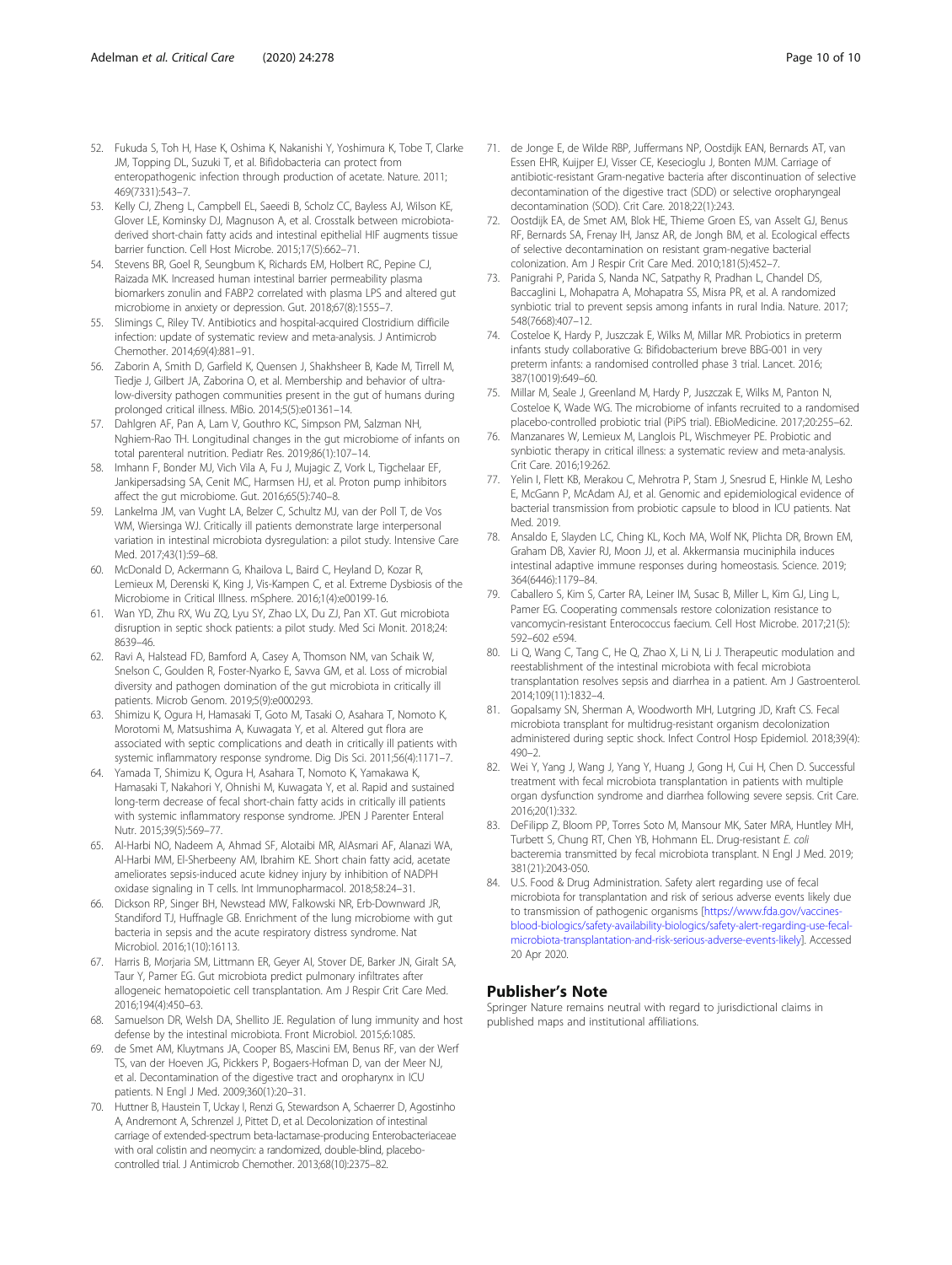52. Fukuda S, Toh H, Hase K, Oshima K, Nakanishi Y, Yoshimura K, Tobe T, Clarke JM, Topping DL, Suzuki T, et al. Bifidobacteria can protect from enteropathogenic infection through production of acetate. Nature. 2011; 469(7331):543–7.
53. Kelly CJ, Zheng L, Campbell EL, Saeedi B, Scholz CC, Bayless AJ, Wilson KE, Glover LE, Kominsky DJ, Magnuson A, et al. Crosstalk between microbiota-derived short-chain fatty acids and intestinal epithelial HIF augments tissue barrier function. Cell Host Microbe. 2015;17(5):662–71.
54. Stevens BR, Goel R, Seungbum K, Richards EM, Holbert RC, Pepine CJ, Raizada MK. Increased human intestinal barrier permeability plasma biomarkers zonulin and FABP2 correlated with plasma LPS and altered gut microbiome in anxiety or depression. Gut. 2018;67(8):1555–7.
55. Slimings C, Riley TV. Antibiotics and hospital-acquired Clostridium difficile infection: update of systematic review and meta-analysis. J Antimicrob Chemother. 2014;69(4):881–91.
56. Zaborin A, Smith D, Garfield K, Quensen J, Shakhsheer B, Kade M, Tirrell M, Tiedje J, Gilbert JA, Zaborina O, et al. Membership and behavior of ultra-low-diversity pathogen communities present in the gut of humans during prolonged critical illness. MBio. 2014;5(5):e01361–14.
57. Dahlgren AF, Pan A, Lam V, Gouthro KC, Simpson PM, Salzman NH, Nghiem-Rao TH. Longitudinal changes in the gut microbiome of infants on total parenteral nutrition. Pediatr Res. 2019;86(1):107–14.
58. Imhann F, Bonder MJ, Vich Vila A, Fu J, Mujagic Z, Vork L, Tigchelaar EF, Jankipersadsing SA, Cenit MC, Harmsen HJ, et al. Proton pump inhibitors affect the gut microbiome. Gut. 2016;65(5):740–8.
59. Lankelma JM, van Vught LA, Belzer C, Schultz MJ, van der Poll T, de Vos WM, Wiersinga WJ. Critically ill patients demonstrate large interpersonal variation in intestinal microbiota dysregulation: a pilot study. Intensive Care Med. 2017;43(1):59–68.
60. McDonald D, Ackermann G, Khailova L, Baird C, Heyland D, Kozar R, Lemieux M, Derenski K, King J, Vis-Kampen C, et al. Extreme Dysbiosis of the Microbiome in Critical Illness. mSphere. 2016;1(4):e00199-16.
61. Wan YD, Zhu RX, Wu ZQ, Lyu SY, Zhao LX, Du ZJ, Pan XT. Gut microbiota disruption in septic shock patients: a pilot study. Med Sci Monit. 2018;24: 8639–46.
62. Ravi A, Halstead FD, Bamford A, Casey A, Thomson NM, van Schaik W, Snelson C, Goulden R, Foster-Nyarko E, Savva GM, et al. Loss of microbial diversity and pathogen domination of the gut microbiota in critically ill patients. Microb Genom. 2019;5(9):e000293.
63. Shimizu K, Ogura H, Hamasaki T, Goto M, Tasaki O, Asahara T, Nomoto K, Morotomi M, Matsushima A, Kuwagata Y, et al. Altered gut flora are associated with septic complications and death in critically ill patients with systemic inflammatory response syndrome. Dig Dis Sci. 2011;56(4):1171–7.
64. Yamada T, Shimizu K, Ogura H, Asahara T, Nomoto K, Yamakawa K, Hamasaki T, Nakahori Y, Ohnishi M, Kuwagata Y, et al. Rapid and sustained long-term decrease of fecal short-chain fatty acids in critically ill patients with systemic inflammatory response syndrome. JPEN J Parenter Enteral Nutr. 2015;39(5):569–77.
65. Al-Harbi NO, Nadeem A, Ahmad SF, Alotaibi MR, AlAsmari AF, Alanazi WA, Al-Harbi MM, El-Sherbeeny AM, Ibrahim KE. Short chain fatty acid, acetate ameliorates sepsis-induced acute kidney injury by inhibition of NADPH oxidase signaling in T cells. Int Immunopharmacol. 2018;58:24–31.
66. Dickson RP, Singer BH, Newstead MW, Falkowski NR, Erb-Downward JR, Standiford TJ, Huffnagle GB. Enrichment of the lung microbiome with gut bacteria in sepsis and the acute respiratory distress syndrome. Nat Microbiol. 2016;1(10):16113.
67. Harris B, Morjaria SM, Littmann ER, Geyer AI, Stover DE, Barker JN, Giralt SA, Taur Y, Pamer EG. Gut microbiota predict pulmonary infiltrates after allogeneic hematopoietic cell transplantation. Am J Respir Crit Care Med. 2016;194(4):450–63.
68. Samuelson DR, Welsh DA, Shellito JE. Regulation of lung immunity and host defense by the intestinal microbiota. Front Microbiol. 2015;6:1085.
69. de Smet AM, Kluytmans JA, Cooper BS, Mascini EM, Benus RF, van der Werf TS, van der Hoeven JG, Pickkers P, Bogaers-Hofman D, van der Meer NJ, et al. Decontamination of the digestive tract and oropharynx in ICU patients. N Engl J Med. 2009;360(1):20–31.
70. Huttner B, Haustein T, Uckay I, Renzi G, Stewardson A, Schaerrer D, Agostinho A, Andremont A, Schrenzel J, Pittet D, et al. Decolonization of intestinal carriage of extended-spectrum beta-lactamase-producing Enterobacteriaceae with oral colistin and neomycin: a randomized, double-blind, placebo-controlled trial. J Antimicrob Chemother. 2013;68(10):2375–82.
71. de Jonge E, de Wilde RBP, Juffermans NP, Oostdijk EAN, Bernards AT, van Essen EHR, Kuijper EJ, Visser CE, Kesecioglu J, Bonten MJM. Carriage of antibiotic-resistant Gram-negative bacteria after discontinuation of selective decontamination of the digestive tract (SDD) or selective oropharyngeal decontamination (SOD). Crit Care. 2018;22(1):243.
72. Oostdijk EA, de Smet AM, Blok HE, Thieme Groen ES, van Asselt GJ, Benus RF, Bernards SA, Frenay IH, Jansz AR, de Jongh BM, et al. Ecological effects of selective decontamination on resistant gram-negative bacterial colonization. Am J Respir Crit Care Med. 2010;181(5):452–7.
73. Panigrahi P, Parida S, Nanda NC, Satpathy R, Pradhan L, Chandel DS, Baccaglini L, Mohapatra A, Mohapatra SS, Misra PR, et al. A randomized synbiotic trial to prevent sepsis among infants in rural India. Nature. 2017; 548(7668):407–12.
74. Costeloe K, Hardy P, Juszczak E, Wilks M, Millar MR. Probiotics in preterm infants study collaborative G: Bifidobacterium breve BBG-001 in very preterm infants: a randomised controlled phase 3 trial. Lancet. 2016; 387(10019):649–60.
75. Millar M, Seale J, Greenland M, Hardy P, Juszczak E, Wilks M, Panton N, Costeloe K, Wade WG. The microbiome of infants recruited to a randomised placebo-controlled probiotic trial (PiPS trial). EBioMedicine. 2017;20:255–62.
76. Manzanares W, Lemieux M, Langlois PL, Wischmeyer PE. Probiotic and synbiotic therapy in critical illness: a systematic review and meta-analysis. Crit Care. 2016;19:262.
77. Yelin I, Flett KB, Merakou C, Mehrotra P, Stam J, Snesrud E, Hinkle M, Lesho E, McGann P, McAdam AJ, et al. Genomic and epidemiological evidence of bacterial transmission from probiotic capsule to blood in ICU patients. Nat Med. 2019.
78. Ansaldo E, Slayden LC, Ching KL, Koch MA, Wolf NK, Plichta DR, Brown EM, Graham DB, Xavier RJ, Moon JJ, et al. Akkermansia muciniphila induces intestinal adaptive immune responses during homeostasis. Science. 2019; 364(6446):1179–84.
79. Caballero S, Kim S, Carter RA, Leiner IM, Susac B, Miller L, Kim GJ, Ling L, Pamer EG. Cooperating commensals restore colonization resistance to vancomycin-resistant Enterococcus faecium. Cell Host Microbe. 2017;21(5): 592–602 e594.
80. Li Q, Wang C, Tang C, He Q, Zhao X, Li N, Li J. Therapeutic modulation and reestablishment of the intestinal microbiota with fecal microbiota transplantation resolves sepsis and diarrhea in a patient. Am J Gastroenterol. 2014;109(11):1832–4.
81. Gopalsamy SN, Sherman A, Woodworth MH, Lutgring JD, Kraft CS. Fecal microbiota transplant for multidrug-resistant organism decolonization administered during septic shock. Infect Control Hosp Epidemiol. 2018;39(4): 490–2.
82. Wei Y, Yang J, Wang J, Yang Y, Huang J, Gong H, Cui H, Chen D. Successful treatment with fecal microbiota transplantation in patients with multiple organ dysfunction syndrome and diarrhea following severe sepsis. Crit Care. 2016;20(1):332.
83. DeFilipp Z, Bloom PP, Torres Soto M, Mansour MK, Sater MRA, Huntley MH, Turbett S, Chung RT, Chen YB, Hohmann EL. Drug-resistant *E. coli* bacteremia transmitted by fecal microbiota transplant. N Engl J Med. 2019; 381(21):2043-050.
84. U.S. Food & Drug Administration. Safety alert regarding use of fecal microbiota for transplantation and risk of serious adverse events likely due to transmission of pathogenic organisms [https://www.fda.gov/vaccines-blood-biologics/safety-availability-biologics/safety-alert-regarding-use-fecal-microbiota-transplantation-and-risk-serious-adverse-events-likely]. Accessed 20 Apr 2020.

## Publisher's Note

Springer Nature remains neutral with regard to jurisdictional claims in published maps and institutional affiliations.